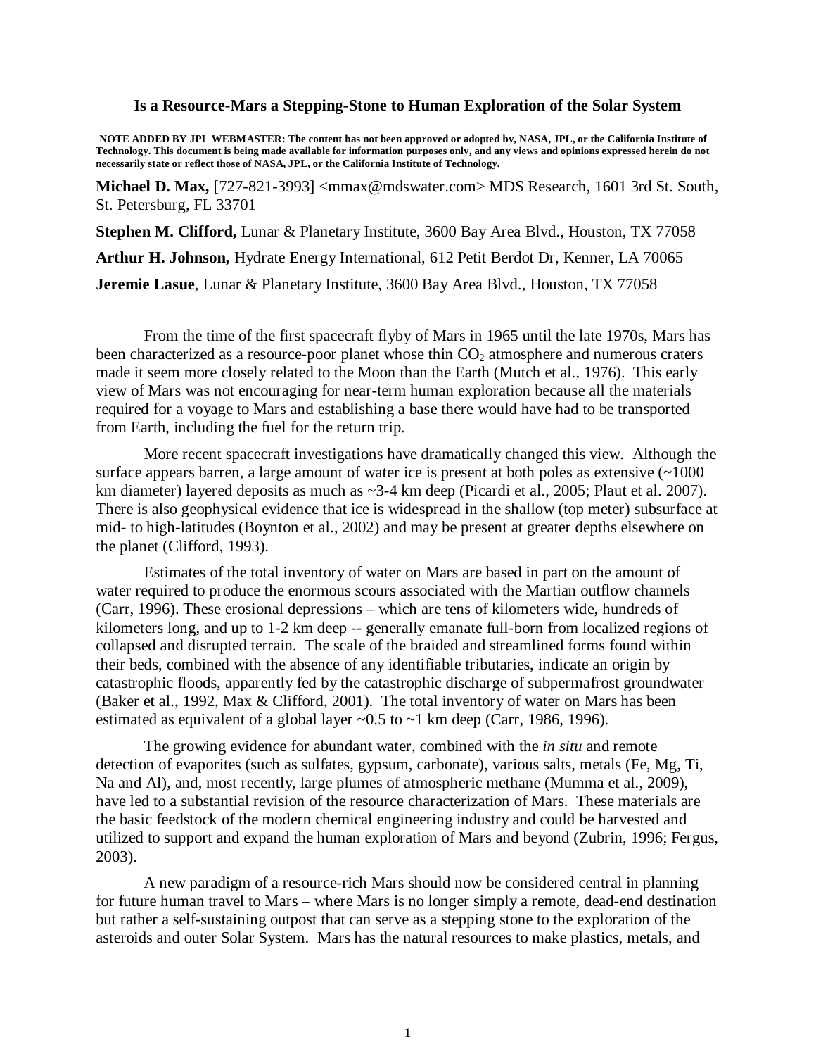# Is a Resource-Mars a Stepping-Stone to Human Exploration of the Solar System

**NOTE ADDED BY JPL WEBMASTER: The content has not been approved or adopted by, NASA, JPL, or the California Institute of Technology. This document is being made available for information purposes only, and any views and opinions expressed herein do not necessarily state or reflect those of NASA, JPL, or the California Institute of Technology.**

**Michael D. Max,** [727-821-3993] <mmax@mdswater.com> MDS Research, 1601 3rd St. South, St. Petersburg, FL 33701

**Stephen M. Clifford,** Lunar & Planetary Institute, 3600 Bay Area Blvd., Houston, TX 77058

**Arthur H. Johnson,** Hydrate Energy International, 612 Petit Berdot Dr, Kenner, LA 70065

**Jeremie Lasue**, Lunar & Planetary Institute, 3600 Bay Area Blvd., Houston, TX 77058

From the time of the first spacecraft flyby of Mars in 1965 until the late 1970s, Mars has been characterized as a resource-poor planet whose thin $CO_2$ atmosphere and numerous craters made it seem more closely related to the Moon than the Earth (Mutch et al., 1976). This early view of Mars was not encouraging for near-term human exploration because all the materials required for a voyage to Mars and establishing a base there would have had to be transported from Earth, including the fuel for the return trip.

More recent spacecraft investigations have dramatically changed this view. Although the surface appears barren, a large amount of water ice is present at both poles as extensive (~1000 km diameter) layered deposits as much as ~3-4 km deep (Picardi et al., 2005; Plaut et al. 2007). There is also geophysical evidence that ice is widespread in the shallow (top meter) subsurface at mid- to high-latitudes (Boynton et al., 2002) and may be present at greater depths elsewhere on the planet (Clifford, 1993).

Estimates of the total inventory of water on Mars are based in part on the amount of water required to produce the enormous scours associated with the Martian outflow channels (Carr, 1996). These erosional depressions – which are tens of kilometers wide, hundreds of kilometers long, and up to 1-2 km deep -- generally emanate full-born from localized regions of collapsed and disrupted terrain. The scale of the braided and streamlined forms found within their beds, combined with the absence of any identifiable tributaries, indicate an origin by catastrophic floods, apparently fed by the catastrophic discharge of subpermafrost groundwater (Baker et al., 1992, Max & Clifford, 2001). The total inventory of water on Mars has been estimated as equivalent of a global layer ~0.5 to ~1 km deep (Carr, 1986, 1996).

The growing evidence for abundant water, combined with the *in situ* and remote detection of evaporites (such as sulfates, gypsum, carbonate), various salts, metals (Fe, Mg, Ti, Na and Al), and, most recently, large plumes of atmospheric methane (Mumma et al., 2009), have led to a substantial revision of the resource characterization of Mars. These materials are the basic feedstock of the modern chemical engineering industry and could be harvested and utilized to support and expand the human exploration of Mars and beyond (Zubrin, 1996; Fergus, 2003).

A new paradigm of a resource-rich Mars should now be considered central in planning for future human travel to Mars – where Mars is no longer simply a remote, dead-end destination but rather a self-sustaining outpost that can serve as a stepping stone to the exploration of the asteroids and outer Solar System. Mars has the natural resources to make plastics, metals, and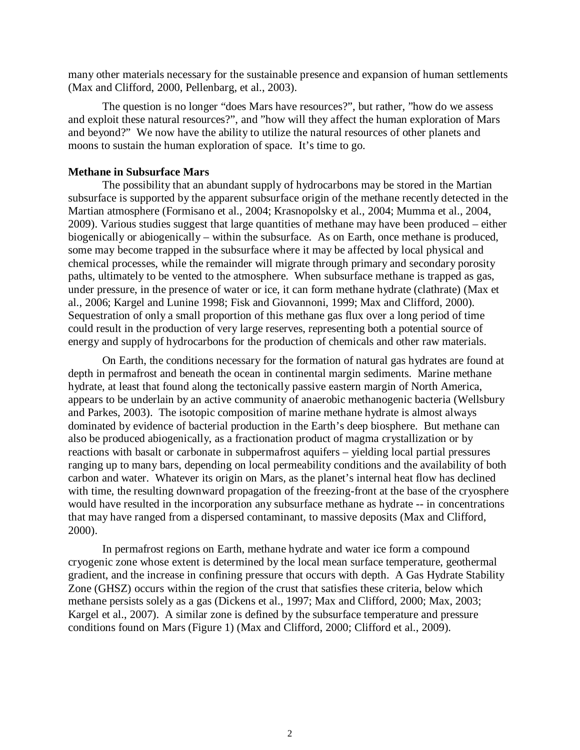many other materials necessary for the sustainable presence and expansion of human settlements (Max and Clifford, 2000, Pellenbarg, et al., 2003).

The question is no longer "does Mars have resources?", but rather, "how do we assess and exploit these natural resources?", and "how will they affect the human exploration of Mars and beyond?" We now have the ability to utilize the natural resources of other planets and moons to sustain the human exploration of space. It's time to go.

**Methane in Subsurface Mars**

The possibility that an abundant supply of hydrocarbons may be stored in the Martian subsurface is supported by the apparent subsurface origin of the methane recently detected in the Martian atmosphere (Formisano et al., 2004; Krasnopolsky et al., 2004; Mumma et al., 2004, 2009). Various studies suggest that large quantities of methane may have been produced – either biogenically or abiogenically – within the subsurface. As on Earth, once methane is produced, some may become trapped in the subsurface where it may be affected by local physical and chemical processes, while the remainder will migrate through primary and secondary porosity paths, ultimately to be vented to the atmosphere. When subsurface methane is trapped as gas, under pressure, in the presence of water or ice, it can form methane hydrate (clathrate) (Max et al., 2006; Kargel and Lunine 1998; Fisk and Giovannoni, 1999; Max and Clifford, 2000). Sequestration of only a small proportion of this methane gas flux over a long period of time could result in the production of very large reserves, representing both a potential source of energy and supply of hydrocarbons for the production of chemicals and other raw materials.

On Earth, the conditions necessary for the formation of natural gas hydrates are found at depth in permafrost and beneath the ocean in continental margin sediments. Marine methane hydrate, at least that found along the tectonically passive eastern margin of North America, appears to be underlain by an active community of anaerobic methanogenic bacteria (Wellsbury and Parkes, 2003). The isotopic composition of marine methane hydrate is almost always dominated by evidence of bacterial production in the Earth's deep biosphere. But methane can also be produced abiogenically, as a fractionation product of magma crystallization or by reactions with basalt or carbonate in subpermafrost aquifers – yielding local partial pressures ranging up to many bars, depending on local permeability conditions and the availability of both carbon and water. Whatever its origin on Mars, as the planet's internal heat flow has declined with time, the resulting downward propagation of the freezing-front at the base of the cryosphere would have resulted in the incorporation any subsurface methane as hydrate -- in concentrations that may have ranged from a dispersed contaminant, to massive deposits (Max and Clifford, 2000).

In permafrost regions on Earth, methane hydrate and water ice form a compound cryogenic zone whose extent is determined by the local mean surface temperature, geothermal gradient, and the increase in confining pressure that occurs with depth. A Gas Hydrate Stability Zone (GHSZ) occurs within the region of the crust that satisfies these criteria, below which methane persists solely as a gas (Dickens et al., 1997; Max and Clifford, 2000; Max, 2003; Kargel et al., 2007). A similar zone is defined by the subsurface temperature and pressure conditions found on Mars (Figure 1) (Max and Clifford, 2000; Clifford et al., 2009).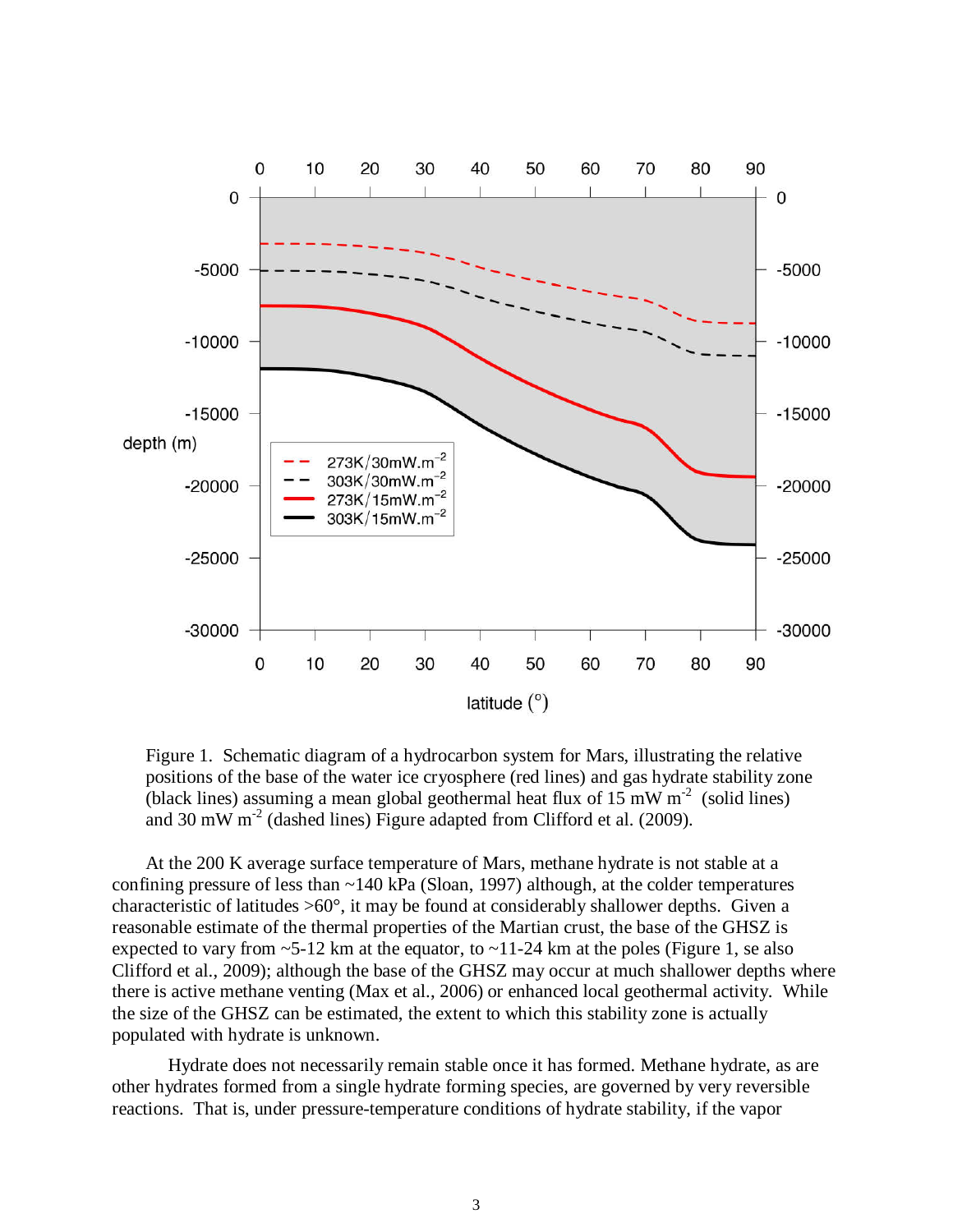Figure 1. Schematic diagram of a hydrocarbon system for Mars, illustrating the relative positions of the base of the water ice cryosphere (red lines) and gas hydrate stability zone (black lines) assuming a mean global geothermal heat flux of 15 mW m$^{-2}$ (solid lines) and 30 mW m$^{-2}$ (dashed lines) Figure adapted from Clifford et al. (2009).

At the 200 K average surface temperature of Mars, methane hydrate is not stable at a confining pressure of less than ~140 kPa (Sloan, 1997) although, at the colder temperatures characteristic of latitudes >60°, it may be found at considerably shallower depths. Given a reasonable estimate of the thermal properties of the Martian crust, the base of the GHSZ is expected to vary from ~5-12 km at the equator, to ~11-24 km at the poles (Figure 1, se also Clifford et al., 2009); although the base of the GHSZ may occur at much shallower depths where there is active methane venting (Max et al., 2006) or enhanced local geothermal activity. While the size of the GHSZ can be estimated, the extent to which this stability zone is actually populated with hydrate is unknown.

Hydrate does not necessarily remain stable once it has formed. Methane hydrate, as are other hydrates formed from a single hydrate forming species, are governed by very reversible reactions. That is, under pressure-temperature conditions of hydrate stability, if the vapor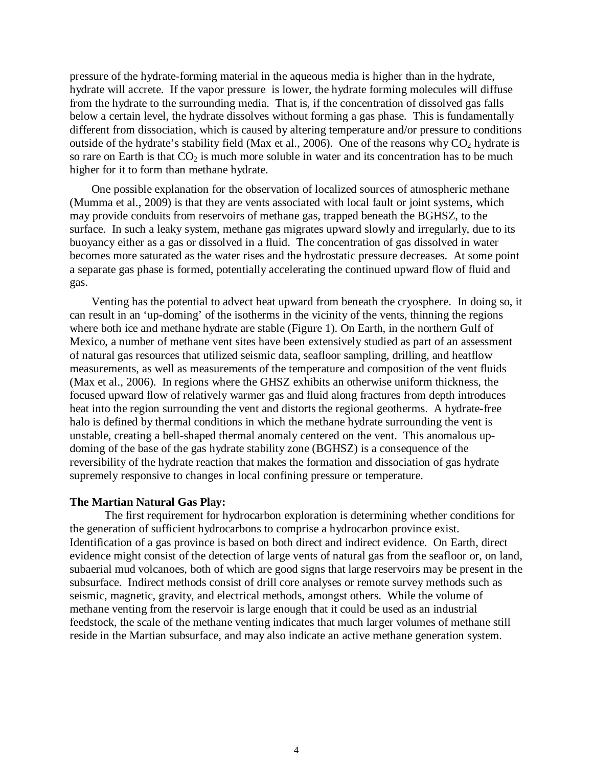pressure of the hydrate-forming material in the aqueous media is higher than in the hydrate, hydrate will accrete. If the vapor pressure is lower, the hydrate forming molecules will diffuse from the hydrate to the surrounding media. That is, if the concentration of dissolved gas falls below a certain level, the hydrate dissolves without forming a gas phase. This is fundamentally different from dissociation, which is caused by altering temperature and/or pressure to conditions outside of the hydrate's stability field (Max et al., 2006). One of the reasons why $CO_2$ hydrate is so rare on Earth is that $CO_2$ is much more soluble in water and its concentration has to be much higher for it to form than methane hydrate.

One possible explanation for the observation of localized sources of atmospheric methane (Mumma et al., 2009) is that they are vents associated with local fault or joint systems, which may provide conduits from reservoirs of methane gas, trapped beneath the BGHSZ, to the surface. In such a leaky system, methane gas migrates upward slowly and irregularly, due to its buoyancy either as a gas or dissolved in a fluid. The concentration of gas dissolved in water becomes more saturated as the water rises and the hydrostatic pressure decreases. At some point a separate gas phase is formed, potentially accelerating the continued upward flow of fluid and gas.

Venting has the potential to advect heat upward from beneath the cryosphere. In doing so, it can result in an 'up-doming' of the isotherms in the vicinity of the vents, thinning the regions where both ice and methane hydrate are stable (Figure 1). On Earth, in the northern Gulf of Mexico, a number of methane vent sites have been extensively studied as part of an assessment of natural gas resources that utilized seismic data, seafloor sampling, drilling, and heatflow measurements, as well as measurements of the temperature and composition of the vent fluids (Max et al., 2006). In regions where the GHSZ exhibits an otherwise uniform thickness, the focused upward flow of relatively warmer gas and fluid along fractures from depth introduces heat into the region surrounding the vent and distorts the regional geotherms. A hydrate-free halo is defined by thermal conditions in which the methane hydrate surrounding the vent is unstable, creating a bell-shaped thermal anomaly centered on the vent. This anomalous up-doming of the base of the gas hydrate stability zone (BGHSZ) is a consequence of the reversibility of the hydrate reaction that makes the formation and dissociation of gas hydrate supremely responsive to changes in local confining pressure or temperature.

**The Martian Natural Gas Play:**

The first requirement for hydrocarbon exploration is determining whether conditions for the generation of sufficient hydrocarbons to comprise a hydrocarbon province exist. Identification of a gas province is based on both direct and indirect evidence. On Earth, direct evidence might consist of the detection of large vents of natural gas from the seafloor or, on land, subaerial mud volcanoes, both of which are good signs that large reservoirs may be present in the subsurface. Indirect methods consist of drill core analyses or remote survey methods such as seismic, magnetic, gravity, and electrical methods, amongst others. While the volume of methane venting from the reservoir is large enough that it could be used as an industrial feedstock, the scale of the methane venting indicates that much larger volumes of methane still reside in the Martian subsurface, and may also indicate an active methane generation system.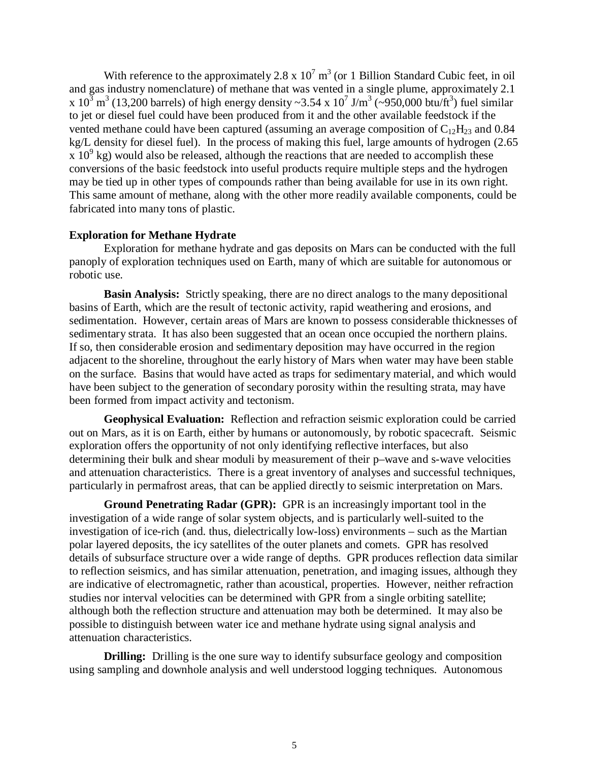With reference to the approximately 2.8 x $10^7$ $m^3$ (or 1 Billion Standard Cubic feet, in oil and gas industry nomenclature) of methane that was vented in a single plume, approximately 2.1 x $10^3$ $m^3$ (13,200 barrels) of high energy density ~3.54 x $10^7$ J/$m^3$ (~950,000 btu/$ft^3$) fuel similar to jet or diesel fuel could have been produced from it and the other available feedstock if the vented methane could have been captured (assuming an average composition of $C_{12}H_{23}$ and 0.84 kg/L density for diesel fuel). In the process of making this fuel, large amounts of hydrogen (2.65 x $10^9$ kg) would also be released, although the reactions that are needed to accomplish these conversions of the basic feedstock into useful products require multiple steps and the hydrogen may be tied up in other types of compounds rather than being available for use in its own right. This same amount of methane, along with the other more readily available components, could be fabricated into many tons of plastic.

### Exploration for Methane Hydrate

Exploration for methane hydrate and gas deposits on Mars can be conducted with the full panoply of exploration techniques used on Earth, many of which are suitable for autonomous or robotic use.

**Basin Analysis:** Strictly speaking, there are no direct analogs to the many depositional basins of Earth, which are the result of tectonic activity, rapid weathering and erosions, and sedimentation. However, certain areas of Mars are known to possess considerable thicknesses of sedimentary strata. It has also been suggested that an ocean once occupied the northern plains. If so, then considerable erosion and sedimentary deposition may have occurred in the region adjacent to the shoreline, throughout the early history of Mars when water may have been stable on the surface. Basins that would have acted as traps for sedimentary material, and which would have been subject to the generation of secondary porosity within the resulting strata, may have been formed from impact activity and tectonism.

**Geophysical Evaluation:** Reflection and refraction seismic exploration could be carried out on Mars, as it is on Earth, either by humans or autonomously, by robotic spacecraft. Seismic exploration offers the opportunity of not only identifying reflective interfaces, but also determining their bulk and shear moduli by measurement of their p–wave and s-wave velocities and attenuation characteristics. There is a great inventory of analyses and successful techniques, particularly in permafrost areas, that can be applied directly to seismic interpretation on Mars.

**Ground Penetrating Radar (GPR):** GPR is an increasingly important tool in the investigation of a wide range of solar system objects, and is particularly well-suited to the investigation of ice-rich (and. thus, dielectrically low-loss) environments – such as the Martian polar layered deposits, the icy satellites of the outer planets and comets. GPR has resolved details of subsurface structure over a wide range of depths. GPR produces reflection data similar to reflection seismics, and has similar attenuation, penetration, and imaging issues, although they are indicative of electromagnetic, rather than acoustical, properties. However, neither refraction studies nor interval velocities can be determined with GPR from a single orbiting satellite; although both the reflection structure and attenuation may both be determined. It may also be possible to distinguish between water ice and methane hydrate using signal analysis and attenuation characteristics.

**Drilling:** Drilling is the one sure way to identify subsurface geology and composition using sampling and downhole analysis and well understood logging techniques. Autonomous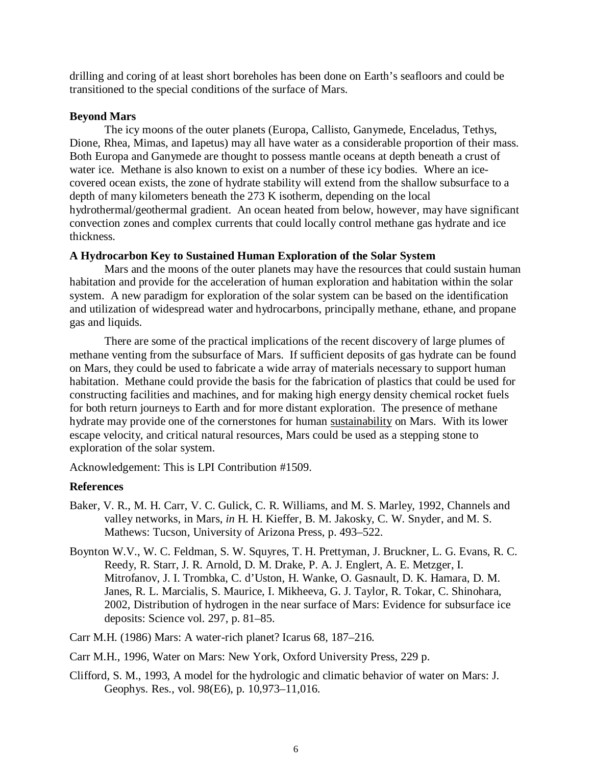drilling and coring of at least short boreholes has been done on Earth's seafloors and could be transitioned to the special conditions of the surface of Mars.

**Beyond Mars**

The icy moons of the outer planets (Europa, Callisto, Ganymede, Enceladus, Tethys, Dione, Rhea, Mimas, and Iapetus) may all have water as a considerable proportion of their mass. Both Europa and Ganymede are thought to possess mantle oceans at depth beneath a crust of water ice. Methane is also known to exist on a number of these icy bodies. Where an ice-covered ocean exists, the zone of hydrate stability will extend from the shallow subsurface to a depth of many kilometers beneath the 273 K isotherm, depending on the local hydrothermal/geothermal gradient. An ocean heated from below, however, may have significant convection zones and complex currents that could locally control methane gas hydrate and ice thickness.

**A Hydrocarbon Key to Sustained Human Exploration of the Solar System**

Mars and the moons of the outer planets may have the resources that could sustain human habitation and provide for the acceleration of human exploration and habitation within the solar system. A new paradigm for exploration of the solar system can be based on the identification and utilization of widespread water and hydrocarbons, principally methane, ethane, and propane gas and liquids.

There are some of the practical implications of the recent discovery of large plumes of methane venting from the subsurface of Mars. If sufficient deposits of gas hydrate can be found on Mars, they could be used to fabricate a wide array of materials necessary to support human habitation. Methane could provide the basis for the fabrication of plastics that could be used for constructing facilities and machines, and for making high energy density chemical rocket fuels for both return journeys to Earth and for more distant exploration. The presence of methane hydrate may provide one of the cornerstones for human <u>sustainability</u> on Mars. With its lower escape velocity, and critical natural resources, Mars could be used as a stepping stone to exploration of the solar system.

Acknowledgement: This is LPI Contribution #1509.

**References**

Baker, V. R., M. H. Carr, V. C. Gulick, C. R. Williams, and M. S. Marley, 1992, Channels and valley networks, in Mars, *in* H. H. Kieffer, B. M. Jakosky, C. W. Snyder, and M. S. Mathews: Tucson, University of Arizona Press, p. 493–522.

Boynton W.V., W. C. Feldman, S. W. Squyres, T. H. Prettyman, J. Bruckner, L. G. Evans, R. C. Reedy, R. Starr, J. R. Arnold, D. M. Drake, P. A. J. Englert, A. E. Metzger, I. Mitrofanov, J. I. Trombka, C. d'Uston, H. Wanke, O. Gasnault, D. K. Hamara, D. M. Janes, R. L. Marcialis, S. Maurice, I. Mikheeva, G. J. Taylor, R. Tokar, C. Shinohara, 2002, Distribution of hydrogen in the near surface of Mars: Evidence for subsurface ice deposits: Science vol. 297, p. 81–85.

Carr M.H. (1986) Mars: A water-rich planet? Icarus 68, 187–216.

Carr M.H., 1996, Water on Mars: New York, Oxford University Press, 229 p.

Clifford, S. M., 1993, A model for the hydrologic and climatic behavior of water on Mars: J. Geophys. Res., vol. 98(E6), p. 10,973–11,016.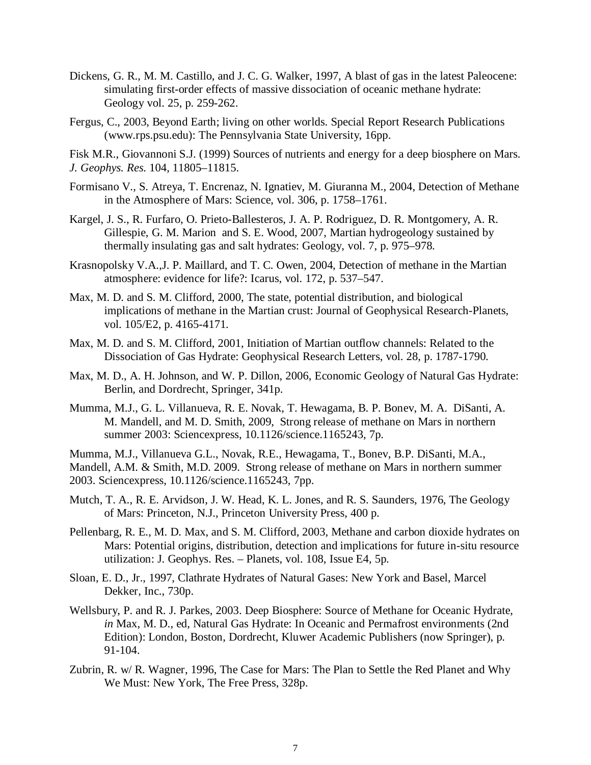Dickens, G. R., M. M. Castillo, and J. C. G. Walker, 1997, A blast of gas in the latest Paleocene: simulating first-order effects of massive dissociation of oceanic methane hydrate: Geology vol. 25, p. 259-262.

Fergus, C., 2003, Beyond Earth; living on other worlds. Special Report Research Publications (www.rps.psu.edu): The Pennsylvania State University, 16pp.

Fisk M.R., Giovannoni S.J. (1999) Sources of nutrients and energy for a deep biosphere on Mars. *J. Geophys. Res.* 104, 11805–11815.

Formisano V., S. Atreya, T. Encrenaz, N. Ignatiev, M. Giuranna M., 2004, Detection of Methane in the Atmosphere of Mars: Science, vol. 306, p. 1758–1761.

Kargel, J. S., R. Furfaro, O. Prieto-Ballesteros, J. A. P. Rodriguez, D. R. Montgomery, A. R. Gillespie, G. M. Marion and S. E. Wood, 2007, Martian hydrogeology sustained by thermally insulating gas and salt hydrates: Geology, vol. 7, p. 975–978.

Krasnopolsky V.A.,J. P. Maillard, and T. C. Owen, 2004, Detection of methane in the Martian atmosphere: evidence for life?: Icarus, vol. 172, p. 537–547.

Max, M. D. and S. M. Clifford, 2000, The state, potential distribution, and biological implications of methane in the Martian crust: Journal of Geophysical Research-Planets, vol. 105/E2, p. 4165-4171.

Max, M. D. and S. M. Clifford, 2001, Initiation of Martian outflow channels: Related to the Dissociation of Gas Hydrate: Geophysical Research Letters, vol. 28, p. 1787-1790.

Max, M. D., A. H. Johnson, and W. P. Dillon, 2006, Economic Geology of Natural Gas Hydrate: Berlin, and Dordrecht, Springer, 341p.

Mumma, M.J., G. L. Villanueva, R. E. Novak, T. Hewagama, B. P. Bonev, M. A. DiSanti, A. M. Mandell, and M. D. Smith, 2009, Strong release of methane on Mars in northern summer 2003: Sciencexpress, 10.1126/science.1165243, 7p.

Mumma, M.J., Villanueva G.L., Novak, R.E., Hewagama, T., Bonev, B.P. DiSanti, M.A., Mandell, A.M. & Smith, M.D. 2009. Strong release of methane on Mars in northern summer 2003. Sciencexpress, 10.1126/science.1165243, 7pp.

Mutch, T. A., R. E. Arvidson, J. W. Head, K. L. Jones, and R. S. Saunders, 1976, The Geology of Mars: Princeton, N.J., Princeton University Press, 400 p.

Pellenbarg, R. E., M. D. Max, and S. M. Clifford, 2003, Methane and carbon dioxide hydrates on Mars: Potential origins, distribution, detection and implications for future in-situ resource utilization: J. Geophys. Res. – Planets, vol. 108, Issue E4, 5p.

Sloan, E. D., Jr., 1997, Clathrate Hydrates of Natural Gases: New York and Basel, Marcel Dekker, Inc., 730p.

Wellsbury, P. and R. J. Parkes, 2003. Deep Biosphere: Source of Methane for Oceanic Hydrate, *in* Max, M. D., ed, Natural Gas Hydrate: In Oceanic and Permafrost environments (2nd Edition): London, Boston, Dordrecht, Kluwer Academic Publishers (now Springer), p. 91-104.

Zubrin, R. w/ R. Wagner, 1996, The Case for Mars: The Plan to Settle the Red Planet and Why We Must: New York, The Free Press, 328p.